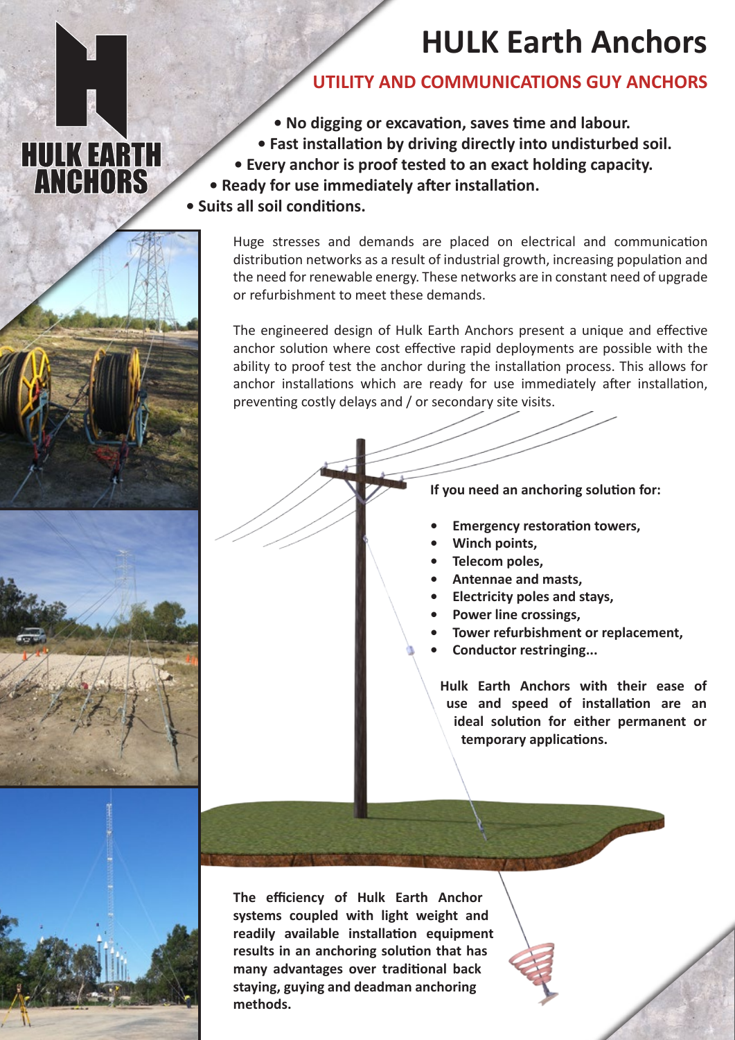# HULK Earth Anchors

## UTILITY AND COMMUNICATIONS GUY ANCHORS

- **No digging or excavation, saves time and labour.**
- **Fast installation by driving directly into undisturbed soil.**
- **Every anchor is proof tested to an exact holding capacity.**
- **Ready for use immediately after installation.**
- **Suits all soil conditions.**

Huge stresses and demands are placed on electrical and communication distribution networks as a result of industrial growth, increasing population and the need for renewable energy. These networks are in constant need of upgrade or refurbishment to meet these demands.

The engineered design of Hulk Earth Anchors present a unique and effective anchor solution where cost effective rapid deployments are possible with the ability to proof test the anchor during the installation process. This allows for anchor installations which are ready for use immediately after installation, preventing costly delays and / or secondary site visits.

**If you need an anchoring solution for:**

- **Emergency restoration towers,**
- **Winch points,**
- **Telecom poles,**
- **Antennae and masts,**
- **Electricity poles and stays,**
- **Power line crossings,**
- **Tower refurbishment or replacement,**
- **Conductor restringing...**

**Hulk Earth Anchors with their ease of use and speed of installation are an ideal solution for either permanent or temporary applications.**

**The efficiency of Hulk Earth Anchor systems coupled with light weight and readily available installation equipment results in an anchoring solution that has many advantages over traditional back staying, guying and deadman anchoring methods.**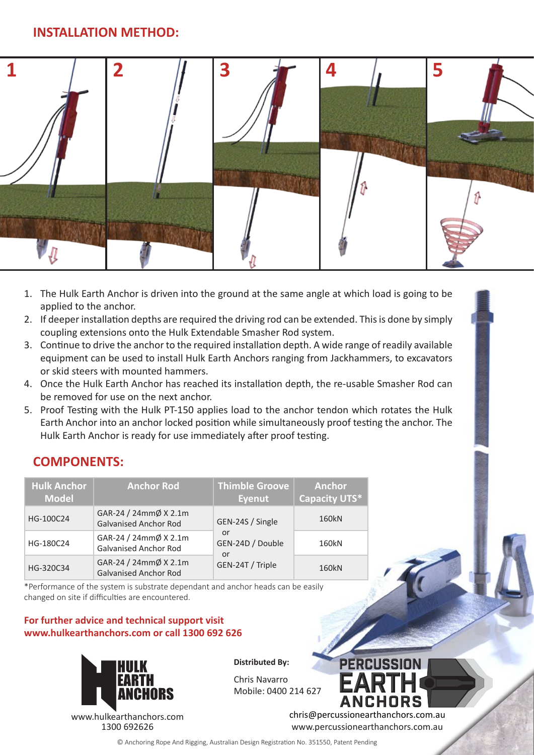## INSTALLATION METHOD:

1. The Hulk Earth Anchor is driven into the ground at the same angle at which load is going to be applied to the anchor.
2. If deeper installation depths are required the driving rod can be extended. This is done by simply coupling extensions onto the Hulk Extendable Smasher Rod system.
3. Continue to drive the anchor to the required installation depth. A wide range of readily available equipment can be used to install Hulk Earth Anchors ranging from Jackhammers, to excavators or skid steers with mounted hammers.
4. Once the Hulk Earth Anchor has reached its installation depth, the re-usable Smasher Rod can be removed for use on the next anchor.
5. Proof Testing with the Hulk PT-150 applies load to the anchor tendon which rotates the Hulk Earth Anchor into an anchor locked position while simultaneously proof testing the anchor. The Hulk Earth Anchor is ready for use immediately after proof testing.

## COMPONENTS:

| Hulk Anchor Model | Anchor Rod | Thimble Groove Eyenut | Anchor Capacity UTS* |
|---|---|---|---|
| HG-100C24 | GAR-24 / 24mmØ X 2.1m Galvanised Anchor Rod | GEN-24S / Single or GEN-24D / Double or GEN-24T / Triple | 160kN |
| HG-180C24 | GAR-24 / 24mmØ X 2.1m Galvanised Anchor Rod | | 160kN |
| HG-320C34 | GAR-24 / 24mmØ X 2.1m Galvanised Anchor Rod | | 160kN |

*Performance of the system is substrate dependant and anchor heads can be easily changed on site if difficulties are encountered.

**For further advice and technical support visit www.hulkearthanchors.com or call 1300 692 626**

HULK EARTH ANCHORS

www.hulkearthanchors.com
1300 692626

**Distributed By:**

Chris Navarro
Mobile: 0400 214 627

PERCUSSION EARTH ANCHORS

chris@percussionearthanchors.com.au
www.percussionearthanchors.com.au

© Anchoring Rope And Rigging, Australian Design Registration No. 351550, Patent Pending